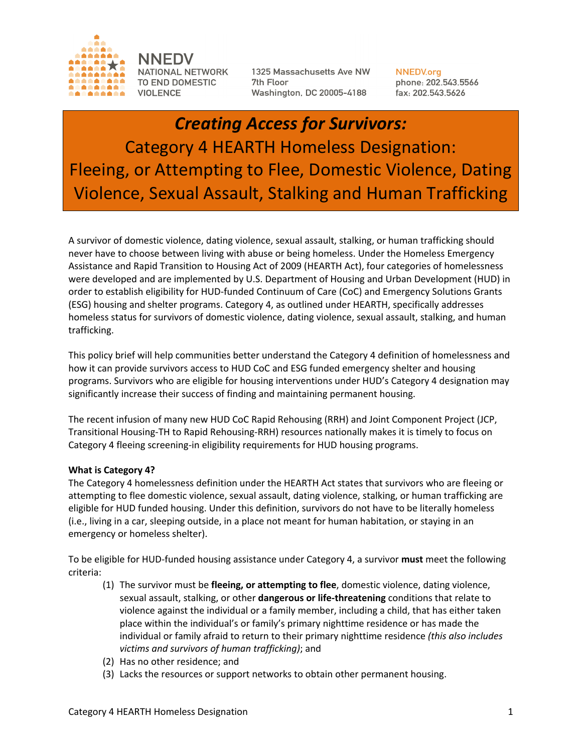NNEDV
NATIONAL NETWORK TO END DOMESTIC VIOLENCE

1325 Massachusetts Ave NW
7th Floor
Washington, DC 20005-4188

NNEDV.org
phone: 202.543.5566
fax: 202.543.5626

# *Creating Access for Survivors:*
# Category 4 HEARTH Homeless Designation: Fleeing, or Attempting to Flee, Domestic Violence, Dating Violence, Sexual Assault, Stalking and Human Trafficking

A survivor of domestic violence, dating violence, sexual assault, stalking, or human trafficking should never have to choose between living with abuse or being homeless. Under the Homeless Emergency Assistance and Rapid Transition to Housing Act of 2009 (HEARTH Act), four categories of homelessness were developed and are implemented by U.S. Department of Housing and Urban Development (HUD) in order to establish eligibility for HUD-funded Continuum of Care (CoC) and Emergency Solutions Grants (ESG) housing and shelter programs. Category 4, as outlined under HEARTH, specifically addresses homeless status for survivors of domestic violence, dating violence, sexual assault, stalking, and human trafficking.

This policy brief will help communities better understand the Category 4 definition of homelessness and how it can provide survivors access to HUD CoC and ESG funded emergency shelter and housing programs. Survivors who are eligible for housing interventions under HUD's Category 4 designation may significantly increase their success of finding and maintaining permanent housing.

The recent infusion of many new HUD CoC Rapid Rehousing (RRH) and Joint Component Project (JCP, Transitional Housing-TH to Rapid Rehousing-RRH) resources nationally makes it is timely to focus on Category 4 fleeing screening-in eligibility requirements for HUD housing programs.

**What is Category 4?**

The Category 4 homelessness definition under the HEARTH Act states that survivors who are fleeing or attempting to flee domestic violence, sexual assault, dating violence, stalking, or human trafficking are eligible for HUD funded housing. Under this definition, survivors do not have to be literally homeless (i.e., living in a car, sleeping outside, in a place not meant for human habitation, or staying in an emergency or homeless shelter).

To be eligible for HUD-funded housing assistance under Category 4, a survivor **must** meet the following criteria:

(1) The survivor must be **fleeing, or attempting to flee**, domestic violence, dating violence, sexual assault, stalking, or other **dangerous or life-threatening** conditions that relate to violence against the individual or a family member, including a child, that has either taken place within the individual's or family's primary nighttime residence or has made the individual or family afraid to return to their primary nighttime residence *(this also includes victims and survivors of human trafficking)*; and

(2) Has no other residence; and

(3) Lacks the resources or support networks to obtain other permanent housing.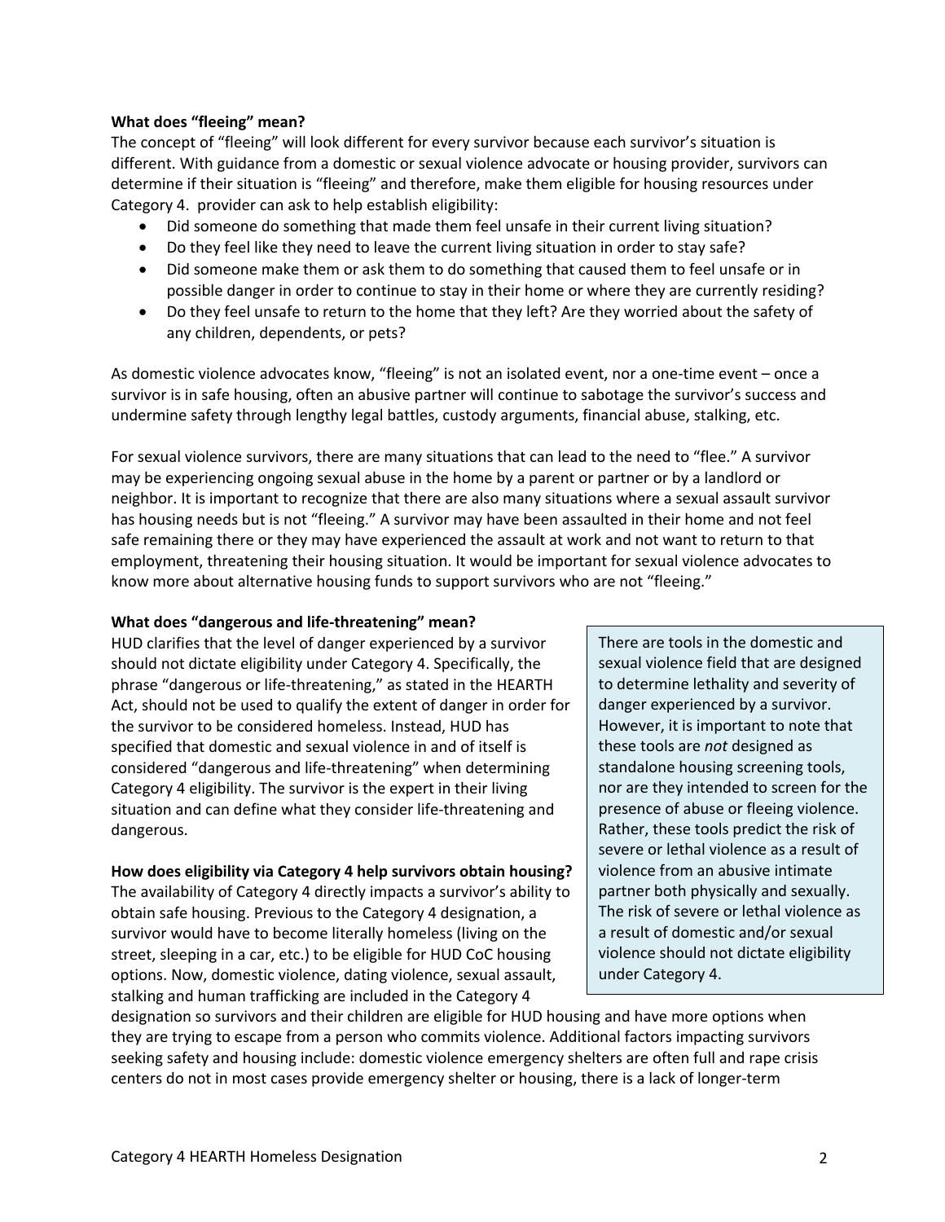**What does "fleeing" mean?**

The concept of "fleeing" will look different for every survivor because each survivor's situation is different. With guidance from a domestic or sexual violence advocate or housing provider, survivors can determine if their situation is "fleeing" and therefore, make them eligible for housing resources under Category 4. provider can ask to help establish eligibility:

- Did someone do something that made them feel unsafe in their current living situation?
- Do they feel like they need to leave the current living situation in order to stay safe?
- Did someone make them or ask them to do something that caused them to feel unsafe or in possible danger in order to continue to stay in their home or where they are currently residing?
- Do they feel unsafe to return to the home that they left? Are they worried about the safety of any children, dependents, or pets?

As domestic violence advocates know, "fleeing" is not an isolated event, nor a one-time event – once a survivor is in safe housing, often an abusive partner will continue to sabotage the survivor's success and undermine safety through lengthy legal battles, custody arguments, financial abuse, stalking, etc.

For sexual violence survivors, there are many situations that can lead to the need to "flee." A survivor may be experiencing ongoing sexual abuse in the home by a parent or partner or by a landlord or neighbor. It is important to recognize that there are also many situations where a sexual assault survivor has housing needs but is not "fleeing." A survivor may have been assaulted in their home and not feel safe remaining there or they may have experienced the assault at work and not want to return to that employment, threatening their housing situation. It would be important for sexual violence advocates to know more about alternative housing funds to support survivors who are not "fleeing."

**What does "dangerous and life-threatening" mean?**

HUD clarifies that the level of danger experienced by a survivor should not dictate eligibility under Category 4. Specifically, the phrase "dangerous or life-threatening," as stated in the HEARTH Act, should not be used to qualify the extent of danger in order for the survivor to be considered homeless. Instead, HUD has specified that domestic and sexual violence in and of itself is considered "dangerous and life-threatening" when determining Category 4 eligibility. The survivor is the expert in their living situation and can define what they consider life-threatening and dangerous.

> There are tools in the domestic and sexual violence field that are designed to determine lethality and severity of danger experienced by a survivor. However, it is important to note that these tools are *not* designed as standalone housing screening tools, nor are they intended to screen for the presence of abuse or fleeing violence. Rather, these tools predict the risk of severe or lethal violence as a result of violence from an abusive intimate partner both physically and sexually. The risk of severe or lethal violence as a result of domestic and/or sexual violence should not dictate eligibility under Category 4.

**How does eligibility via Category 4 help survivors obtain housing?**

The availability of Category 4 directly impacts a survivor's ability to obtain safe housing. Previous to the Category 4 designation, a survivor would have to become literally homeless (living on the street, sleeping in a car, etc.) to be eligible for HUD CoC housing options. Now, domestic violence, dating violence, sexual assault, stalking and human trafficking are included in the Category 4 designation so survivors and their children are eligible for HUD housing and have more options when they are trying to escape from a person who commits violence. Additional factors impacting survivors seeking safety and housing include: domestic violence emergency shelters are often full and rape crisis centers do not in most cases provide emergency shelter or housing, there is a lack of longer-term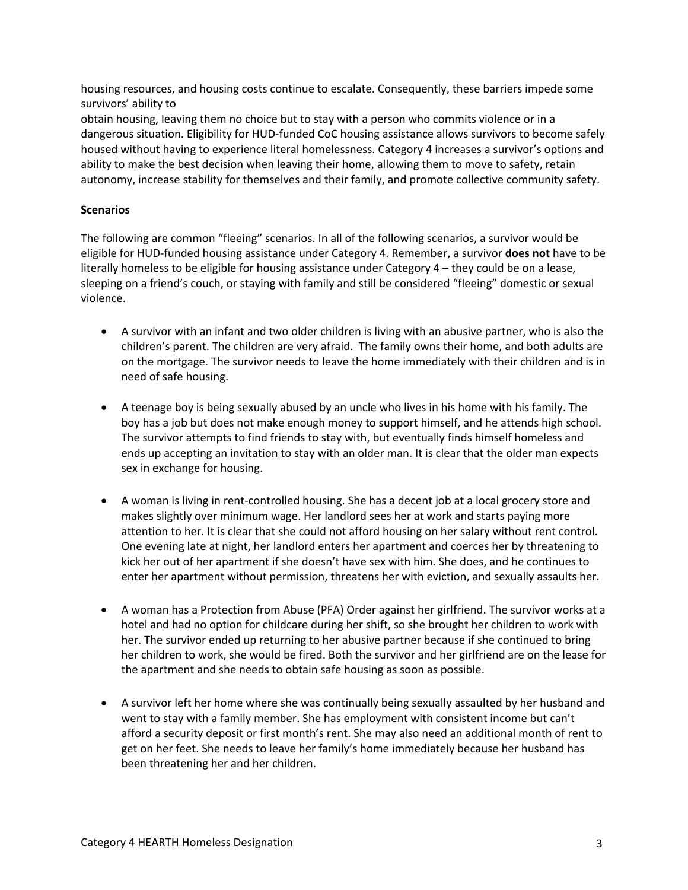housing resources, and housing costs continue to escalate. Consequently, these barriers impede some survivors' ability to obtain housing, leaving them no choice but to stay with a person who commits violence or in a dangerous situation. Eligibility for HUD-funded CoC housing assistance allows survivors to become safely housed without having to experience literal homelessness. Category 4 increases a survivor's options and ability to make the best decision when leaving their home, allowing them to move to safety, retain autonomy, increase stability for themselves and their family, and promote collective community safety.

**Scenarios**

The following are common "fleeing" scenarios. In all of the following scenarios, a survivor would be eligible for HUD-funded housing assistance under Category 4. Remember, a survivor **does not** have to be literally homeless to be eligible for housing assistance under Category 4 – they could be on a lease, sleeping on a friend's couch, or staying with family and still be considered "fleeing" domestic or sexual violence.

- A survivor with an infant and two older children is living with an abusive partner, who is also the children's parent. The children are very afraid. The family owns their home, and both adults are on the mortgage. The survivor needs to leave the home immediately with their children and is in need of safe housing.

- A teenage boy is being sexually abused by an uncle who lives in his home with his family. The boy has a job but does not make enough money to support himself, and he attends high school. The survivor attempts to find friends to stay with, but eventually finds himself homeless and ends up accepting an invitation to stay with an older man. It is clear that the older man expects sex in exchange for housing.

- A woman is living in rent-controlled housing. She has a decent job at a local grocery store and makes slightly over minimum wage. Her landlord sees her at work and starts paying more attention to her. It is clear that she could not afford housing on her salary without rent control. One evening late at night, her landlord enters her apartment and coerces her by threatening to kick her out of her apartment if she doesn't have sex with him. She does, and he continues to enter her apartment without permission, threatens her with eviction, and sexually assaults her.

- A woman has a Protection from Abuse (PFA) Order against her girlfriend. The survivor works at a hotel and had no option for childcare during her shift, so she brought her children to work with her. The survivor ended up returning to her abusive partner because if she continued to bring her children to work, she would be fired. Both the survivor and her girlfriend are on the lease for the apartment and she needs to obtain safe housing as soon as possible.

- A survivor left her home where she was continually being sexually assaulted by her husband and went to stay with a family member. She has employment with consistent income but can't afford a security deposit or first month's rent. She may also need an additional month of rent to get on her feet. She needs to leave her family's home immediately because her husband has been threatening her and her children.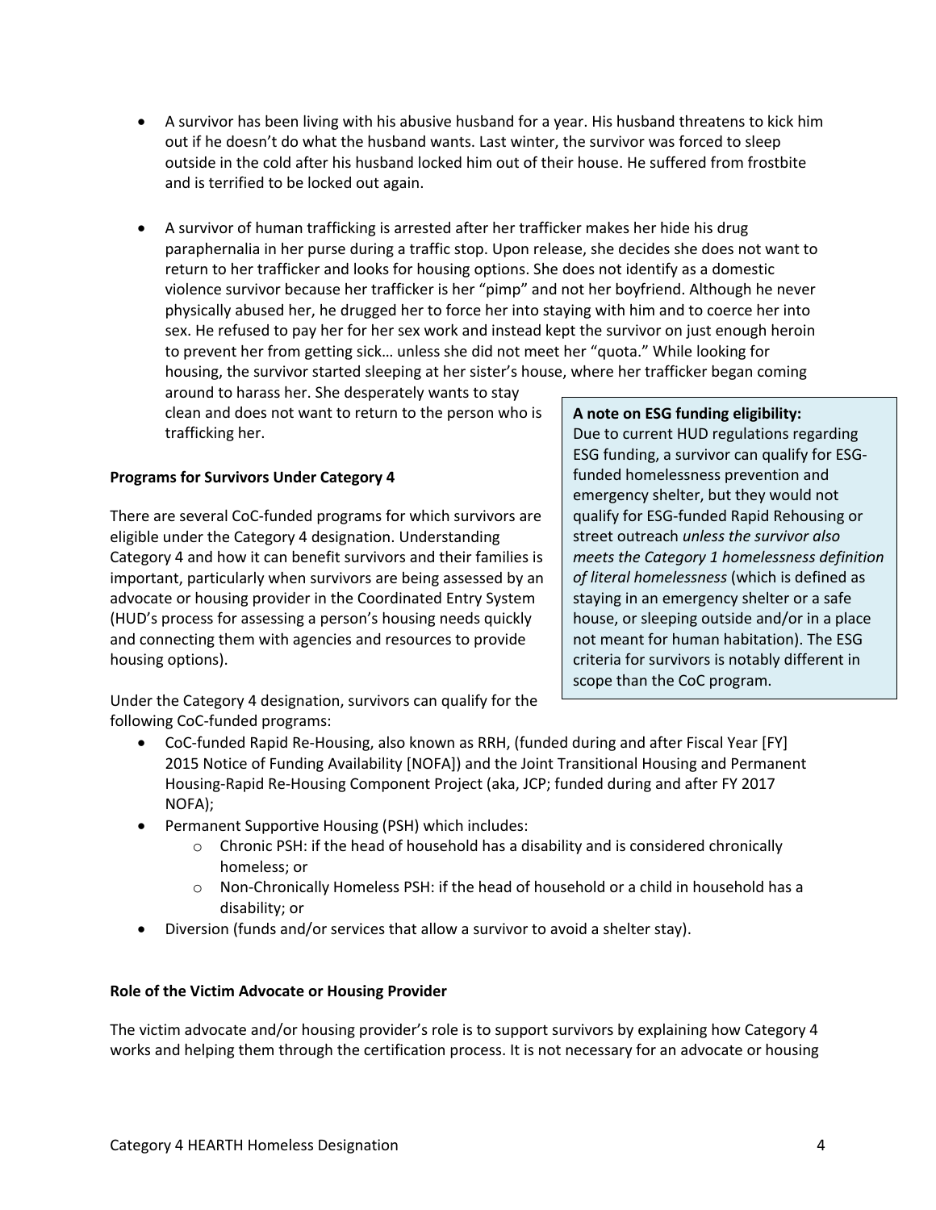- A survivor has been living with his abusive husband for a year. His husband threatens to kick him out if he doesn't do what the husband wants. Last winter, the survivor was forced to sleep outside in the cold after his husband locked him out of their house. He suffered from frostbite and is terrified to be locked out again.

- A survivor of human trafficking is arrested after her trafficker makes her hide his drug paraphernalia in her purse during a traffic stop. Upon release, she decides she does not want to return to her trafficker and looks for housing options. She does not identify as a domestic violence survivor because her trafficker is her "pimp" and not her boyfriend. Although he never physically abused her, he drugged her to force her into staying with him and to coerce her into sex. He refused to pay her for her sex work and instead kept the survivor on just enough heroin to prevent her from getting sick… unless she did not meet her "quota." While looking for housing, the survivor started sleeping at her sister's house, where her trafficker began coming around to harass her. She desperately wants to stay clean and does not want to return to the person who is trafficking her.

**Programs for Survivors Under Category 4**

There are several CoC-funded programs for which survivors are eligible under the Category 4 designation. Understanding Category 4 and how it can benefit survivors and their families is important, particularly when survivors are being assessed by an advocate or housing provider in the Coordinated Entry System (HUD's process for assessing a person's housing needs quickly and connecting them with agencies and resources to provide housing options).

Under the Category 4 designation, survivors can qualify for the following CoC-funded programs:

- CoC-funded Rapid Re-Housing, also known as RRH, (funded during and after Fiscal Year [FY] 2015 Notice of Funding Availability [NOFA]) and the Joint Transitional Housing and Permanent Housing-Rapid Re-Housing Component Project (aka, JCP; funded during and after FY 2017 NOFA);
- Permanent Supportive Housing (PSH) which includes:
    - Chronic PSH: if the head of household has a disability and is considered chronically homeless; or
    - Non-Chronically Homeless PSH: if the head of household or a child in household has a disability; or
- Diversion (funds and/or services that allow a survivor to avoid a shelter stay).

> **A note on ESG funding eligibility:**
> Due to current HUD regulations regarding ESG funding, a survivor can qualify for ESG-funded homelessness prevention and emergency shelter, but they would not qualify for ESG-funded Rapid Rehousing or street outreach *unless the survivor also meets the Category 1 homelessness definition of literal homelessness* (which is defined as staying in an emergency shelter or a safe house, or sleeping outside and/or in a place not meant for human habitation). The ESG criteria for survivors is notably different in scope than the CoC program.

**Role of the Victim Advocate or Housing Provider**

The victim advocate and/or housing provider's role is to support survivors by explaining how Category 4 works and helping them through the certification process. It is not necessary for an advocate or housing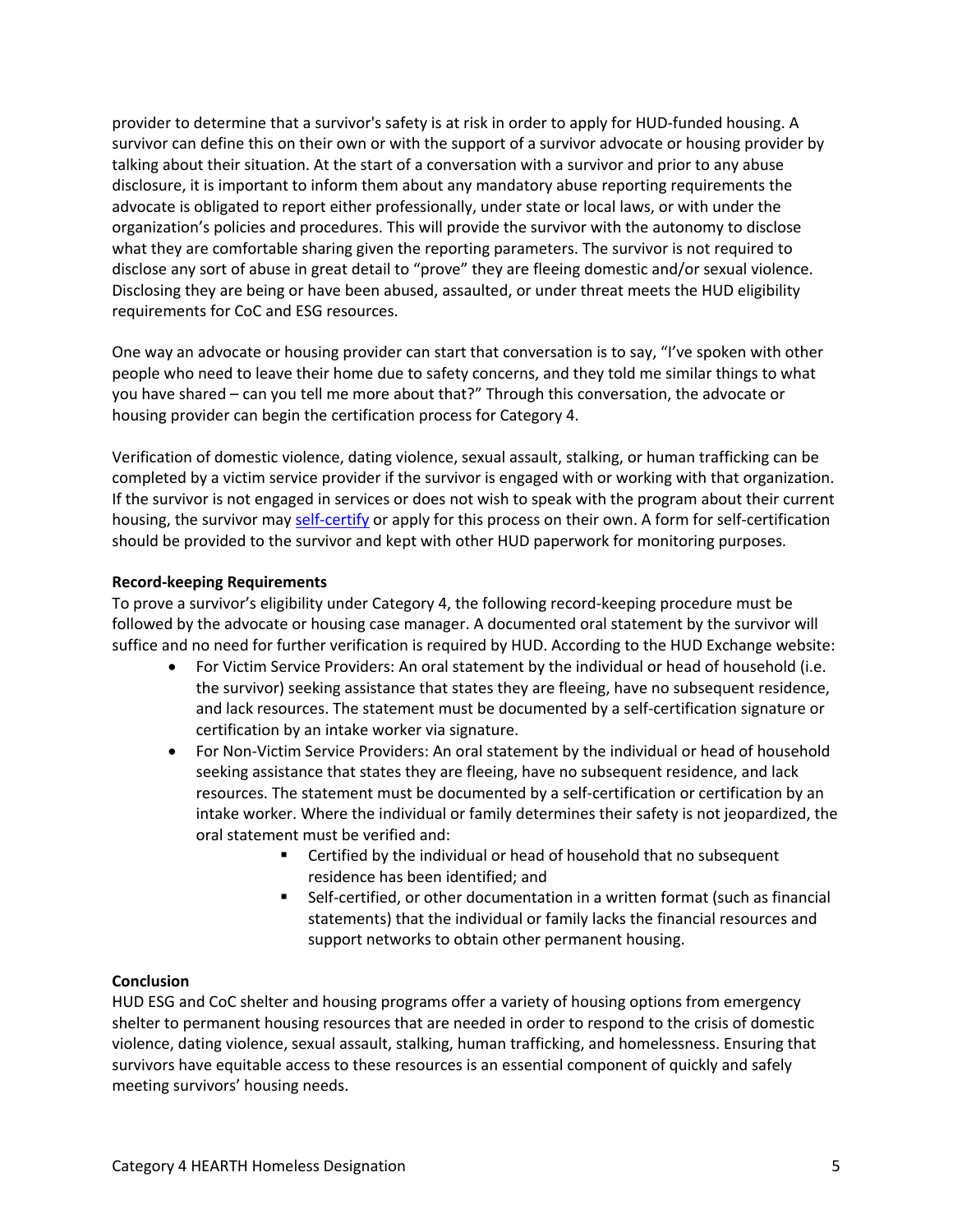provider to determine that a survivor's safety is at risk in order to apply for HUD-funded housing. A survivor can define this on their own or with the support of a survivor advocate or housing provider by talking about their situation. At the start of a conversation with a survivor and prior to any abuse disclosure, it is important to inform them about any mandatory abuse reporting requirements the advocate is obligated to report either professionally, under state or local laws, or with under the organization's policies and procedures. This will provide the survivor with the autonomy to disclose what they are comfortable sharing given the reporting parameters. The survivor is not required to disclose any sort of abuse in great detail to "prove" they are fleeing domestic and/or sexual violence. Disclosing they are being or have been abused, assaulted, or under threat meets the HUD eligibility requirements for CoC and ESG resources.

One way an advocate or housing provider can start that conversation is to say, "I've spoken with other people who need to leave their home due to safety concerns, and they told me similar things to what you have shared – can you tell me more about that?" Through this conversation, the advocate or housing provider can begin the certification process for Category 4.

Verification of domestic violence, dating violence, sexual assault, stalking, or human trafficking can be completed by a victim service provider if the survivor is engaged with or working with that organization. If the survivor is not engaged in services or does not wish to speak with the program about their current housing, the survivor may self-certify or apply for this process on their own. A form for self-certification should be provided to the survivor and kept with other HUD paperwork for monitoring purposes.

**Record-keeping Requirements**

To prove a survivor's eligibility under Category 4, the following record-keeping procedure must be followed by the advocate or housing case manager. A documented oral statement by the survivor will suffice and no need for further verification is required by HUD. According to the HUD Exchange website:

- For Victim Service Providers: An oral statement by the individual or head of household (i.e. the survivor) seeking assistance that states they are fleeing, have no subsequent residence, and lack resources. The statement must be documented by a self-certification signature or certification by an intake worker via signature.
- For Non-Victim Service Providers: An oral statement by the individual or head of household seeking assistance that states they are fleeing, have no subsequent residence, and lack resources. The statement must be documented by a self-certification or certification by an intake worker. Where the individual or family determines their safety is not jeopardized, the oral statement must be verified and:
  - Certified by the individual or head of household that no subsequent residence has been identified; and
  - Self-certified, or other documentation in a written format (such as financial statements) that the individual or family lacks the financial resources and support networks to obtain other permanent housing.

**Conclusion**

HUD ESG and CoC shelter and housing programs offer a variety of housing options from emergency shelter to permanent housing resources that are needed in order to respond to the crisis of domestic violence, dating violence, sexual assault, stalking, human trafficking, and homelessness. Ensuring that survivors have equitable access to these resources is an essential component of quickly and safely meeting survivors' housing needs.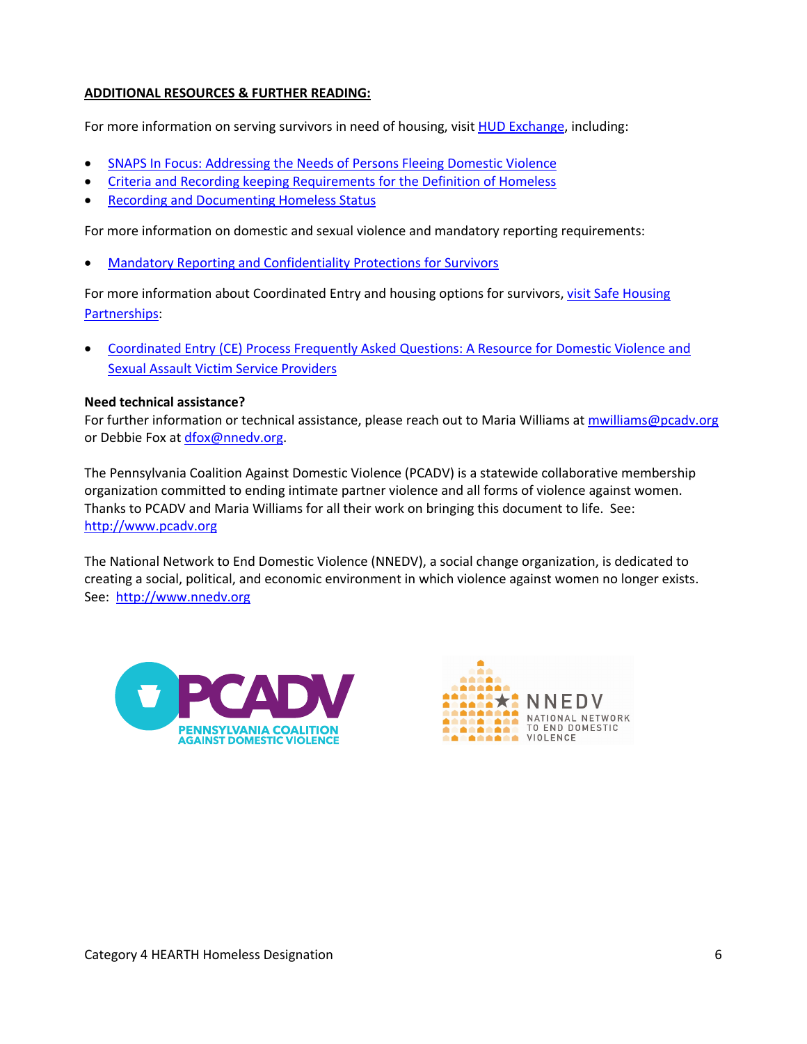**ADDITIONAL RESOURCES & FURTHER READING:**

For more information on serving survivors in need of housing, visit HUD Exchange, including:

- SNAPS In Focus: Addressing the Needs of Persons Fleeing Domestic Violence
- Criteria and Recording keeping Requirements for the Definition of Homeless
- Recording and Documenting Homeless Status

For more information on domestic and sexual violence and mandatory reporting requirements:

- Mandatory Reporting and Confidentiality Protections for Survivors

For more information about Coordinated Entry and housing options for survivors, visit Safe Housing Partnerships:

- Coordinated Entry (CE) Process Frequently Asked Questions: A Resource for Domestic Violence and Sexual Assault Victim Service Providers

**Need technical assistance?**
For further information or technical assistance, please reach out to Maria Williams at mwilliams@pcadv.org or Debbie Fox at dfox@nnedv.org.

The Pennsylvania Coalition Against Domestic Violence (PCADV) is a statewide collaborative membership organization committed to ending intimate partner violence and all forms of violence against women. Thanks to PCADV and Maria Williams for all their work on bringing this document to life. See: http://www.pcadv.org

The National Network to End Domestic Violence (NNEDV), a social change organization, is dedicated to creating a social, political, and economic environment in which violence against women no longer exists. See: http://www.nnedv.org

PCADV PENNSYLVANIA COALITION AGAINST DOMESTIC VIOLENCE

NNEDV NATIONAL NETWORK TO END DOMESTIC VIOLENCE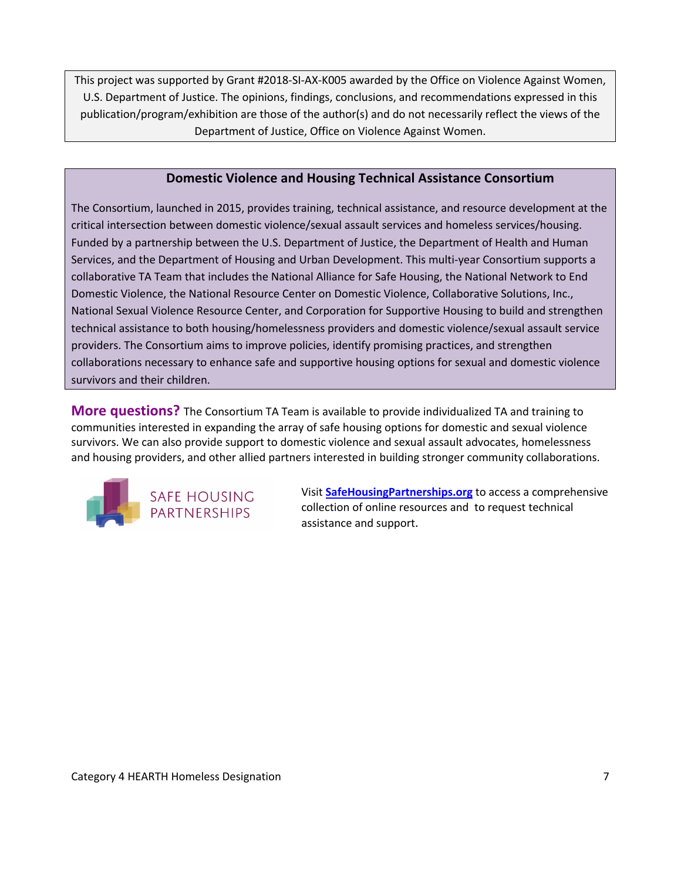This project was supported by Grant #2018-SI-AX-K005 awarded by the Office on Violence Against Women, U.S. Department of Justice. The opinions, findings, conclusions, and recommendations expressed in this publication/program/exhibition are those of the author(s) and do not necessarily reflect the views of the Department of Justice, Office on Violence Against Women.

## Domestic Violence and Housing Technical Assistance Consortium

The Consortium, launched in 2015, provides training, technical assistance, and resource development at the critical intersection between domestic violence/sexual assault services and homeless services/housing. Funded by a partnership between the U.S. Department of Justice, the Department of Health and Human Services, and the Department of Housing and Urban Development. This multi-year Consortium supports a collaborative TA Team that includes the National Alliance for Safe Housing, the National Network to End Domestic Violence, the National Resource Center on Domestic Violence, Collaborative Solutions, Inc., National Sexual Violence Resource Center, and Corporation for Supportive Housing to build and strengthen technical assistance to both housing/homelessness providers and domestic violence/sexual assault service providers. The Consortium aims to improve policies, identify promising practices, and strengthen collaborations necessary to enhance safe and supportive housing options for sexual and domestic violence survivors and their children.

**More questions?** The Consortium TA Team is available to provide individualized TA and training to communities interested in expanding the array of safe housing options for domestic and sexual violence survivors. We can also provide support to domestic violence and sexual assault advocates, homelessness and housing providers, and other allied partners interested in building stronger community collaborations.

SAFE HOUSING PARTNERSHIPS

Visit **SafeHousingPartnerships.org** to access a comprehensive collection of online resources and to request technical assistance and support.